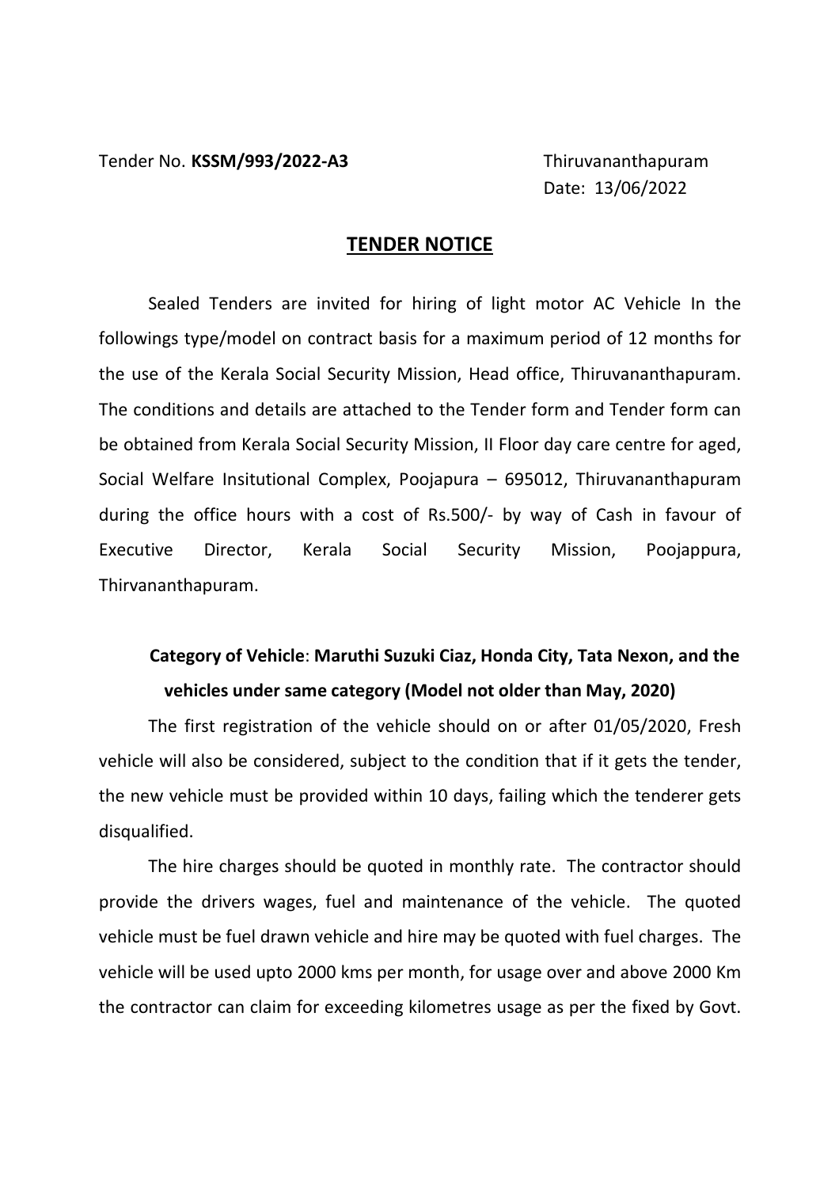Tender No. **KSSM/993/2022-A3**

Thiruvananthapuram
Date: 13/06/2022

## TENDER NOTICE

Sealed Tenders are invited for hiring of light motor AC Vehicle In the followings type/model on contract basis for a maximum period of 12 months for the use of the Kerala Social Security Mission, Head office, Thiruvananthapuram. The conditions and details are attached to the Tender form and Tender form can be obtained from Kerala Social Security Mission, II Floor day care centre for aged, Social Welfare Insitutional Complex, Poojapura – 695012, Thiruvananthapuram during the office hours with a cost of Rs.500/- by way of Cash in favour of Executive Director, Kerala Social Security Mission, Poojappura, Thirvananthapuram.

**Category of Vehicle**: **Maruthi Suzuki Ciaz, Honda City, Tata Nexon, and the vehicles under same category (Model not older than May, 2020)**

The first registration of the vehicle should on or after 01/05/2020, Fresh vehicle will also be considered, subject to the condition that if it gets the tender, the new vehicle must be provided within 10 days, failing which the tenderer gets disqualified.

The hire charges should be quoted in monthly rate. The contractor should provide the drivers wages, fuel and maintenance of the vehicle. The quoted vehicle must be fuel drawn vehicle and hire may be quoted with fuel charges. The vehicle will be used upto 2000 kms per month, for usage over and above 2000 Km the contractor can claim for exceeding kilometres usage as per the fixed by Govt.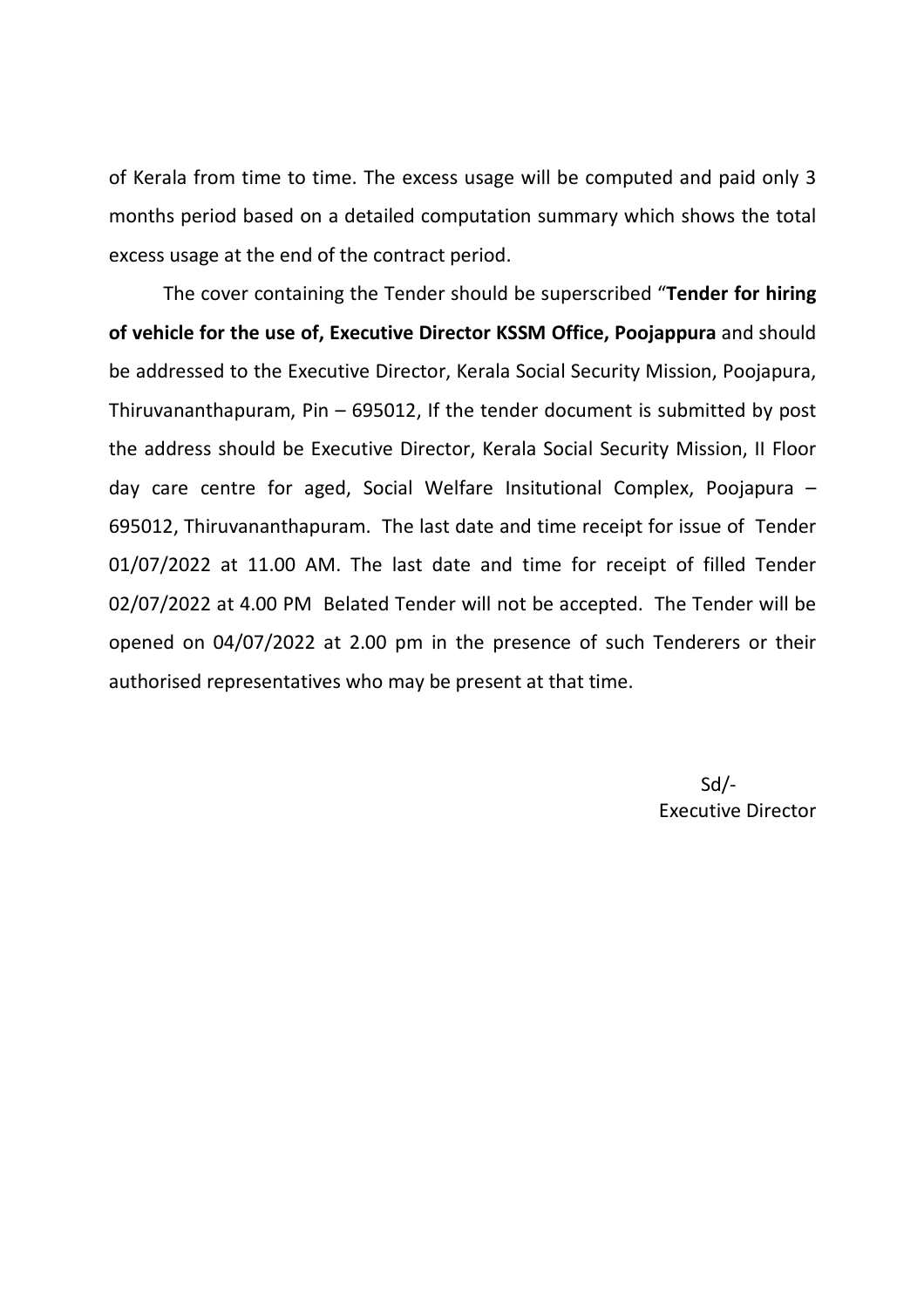of Kerala from time to time. The excess usage will be computed and paid only 3 months period based on a detailed computation summary which shows the total excess usage at the end of the contract period.

The cover containing the Tender should be superscribed "**Tender for hiring of vehicle for the use of, Executive Director KSSM Office, Poojappura** and should be addressed to the Executive Director, Kerala Social Security Mission, Poojapura, Thiruvananthapuram, Pin – 695012, If the tender document is submitted by post the address should be Executive Director, Kerala Social Security Mission, II Floor day care centre for aged, Social Welfare Insitutional Complex, Poojapura – 695012, Thiruvananthapuram. The last date and time receipt for issue of Tender 01/07/2022 at 11.00 AM. The last date and time for receipt of filled Tender 02/07/2022 at 4.00 PM Belated Tender will not be accepted. The Tender will be opened on 04/07/2022 at 2.00 pm in the presence of such Tenderers or their authorised representatives who may be present at that time.

Sd/-
Executive Director